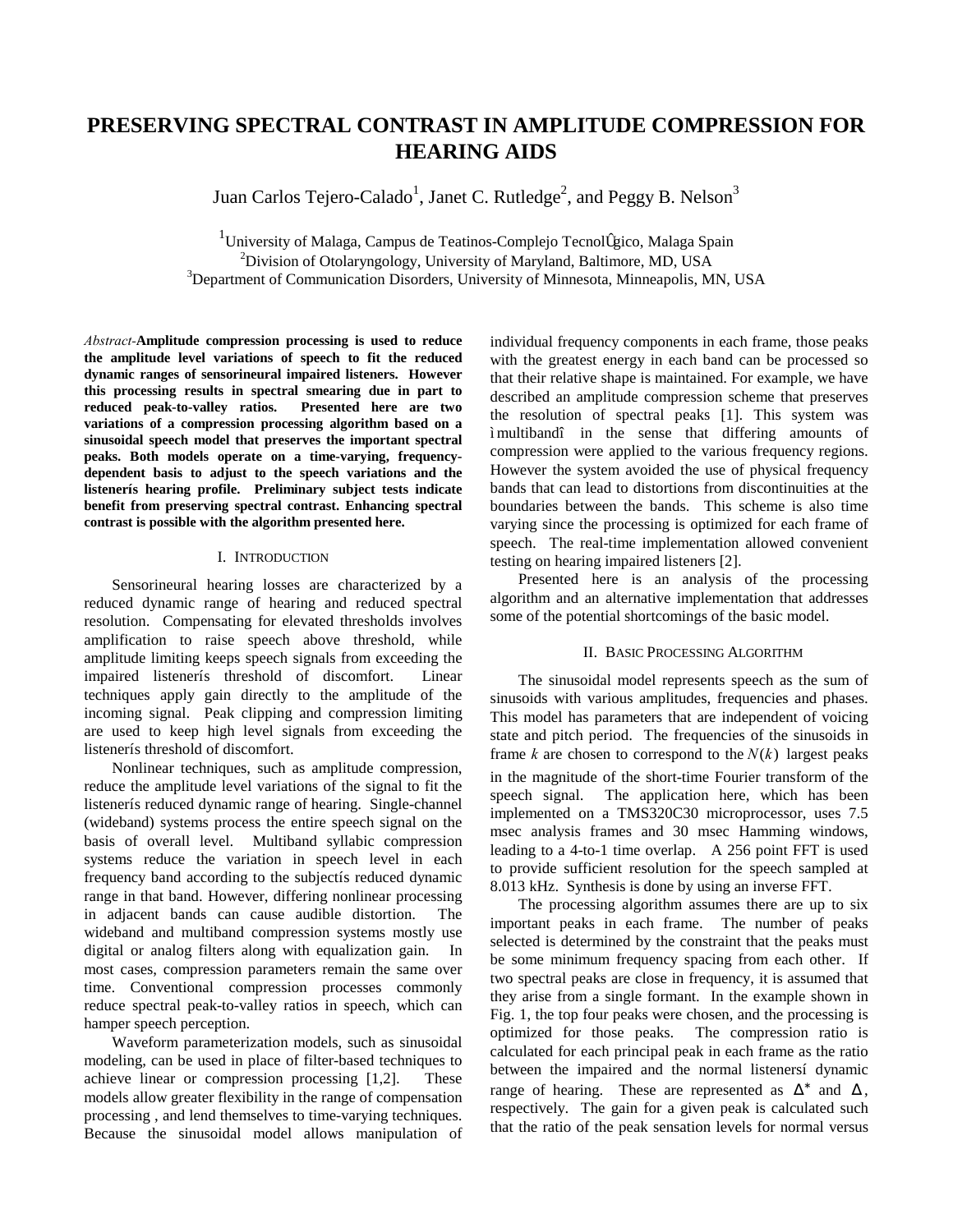# PRESERVING SPECTRAL CONTRAST IN AMPLITUDE COMPRESSION FOR HEARING AIDS

Juan Carlos Tejero-Calado[1], Janet C. Rutledge[2], and Peggy B. Nelson[3]

[1]University of Malaga, Campus de Teatinos-Complejo TecnolÛgico, Malaga Spain
[2]Division of Otolaryngology, University of Maryland, Baltimore, MD, USA
[3]Department of Communication Disorders, University of Minnesota, Minneapolis, MN, USA

*Abstract*-**Amplitude compression processing is used to reduce the amplitude level variations of speech to fit the reduced dynamic ranges of sensorineural impaired listeners. However this processing results in spectral smearing due in part to reduced peak-to-valley ratios. Presented here are two variations of a compression processing algorithm based on a sinusoidal speech model that preserves the important spectral peaks. Both models operate on a time-varying, frequency-dependent basis to adjust to the speech variations and the listenerís hearing profile. Preliminary subject tests indicate benefit from preserving spectral contrast. Enhancing spectral contrast is possible with the algorithm presented here.**

## I. INTRODUCTION

Sensorineural hearing losses are characterized by a reduced dynamic range of hearing and reduced spectral resolution. Compensating for elevated thresholds involves amplification to raise speech above threshold, while amplitude limiting keeps speech signals from exceeding the impaired listenerís threshold of discomfort. Linear techniques apply gain directly to the amplitude of the incoming signal. Peak clipping and compression limiting are used to keep high level signals from exceeding the listenerís threshold of discomfort.

Nonlinear techniques, such as amplitude compression, reduce the amplitude level variations of the signal to fit the listenerís reduced dynamic range of hearing. Single-channel (wideband) systems process the entire speech signal on the basis of overall level. Multiband syllabic compression systems reduce the variation in speech level in each frequency band according to the subjectís reduced dynamic range in that band. However, differing nonlinear processing in adjacent bands can cause audible distortion. The wideband and multiband compression systems mostly use digital or analog filters along with equalization gain. In most cases, compression parameters remain the same over time. Conventional compression processes commonly reduce spectral peak-to-valley ratios in speech, which can hamper speech perception.

Waveform parameterization models, such as sinusoidal modeling, can be used in place of filter-based techniques to achieve linear or compression processing [1,2]. These models allow greater flexibility in the range of compensation processing , and lend themselves to time-varying techniques. Because the sinusoidal model allows manipulation of individual frequency components in each frame, those peaks with the greatest energy in each band can be processed so that their relative shape is maintained. For example, we have described an amplitude compression scheme that preserves the resolution of spectral peaks [1]. This system was ìmultibandî in the sense that differing amounts of compression were applied to the various frequency regions. However the system avoided the use of physical frequency bands that can lead to distortions from discontinuities at the boundaries between the bands. This scheme is also time varying since the processing is optimized for each frame of speech. The real-time implementation allowed convenient testing on hearing impaired listeners [2].

Presented here is an analysis of the processing algorithm and an alternative implementation that addresses some of the potential shortcomings of the basic model.

## II. BASIC PROCESSING ALGORITHM

The sinusoidal model represents speech as the sum of sinusoids with various amplitudes, frequencies and phases. This model has parameters that are independent of voicing state and pitch period. The frequencies of the sinusoids in frame $k$ are chosen to correspond to the $N(k)$ largest peaks in the magnitude of the short-time Fourier transform of the speech signal. The application here, which has been implemented on a TMS320C30 microprocessor, uses 7.5 msec analysis frames and 30 msec Hamming windows, leading to a 4-to-1 time overlap. A 256 point FFT is used to provide sufficient resolution for the speech sampled at 8.013 kHz. Synthesis is done by using an inverse FFT.

The processing algorithm assumes there are up to six important peaks in each frame. The number of peaks selected is determined by the constraint that the peaks must be some minimum frequency spacing from each other. If two spectral peaks are close in frequency, it is assumed that they arise from a single formant. In the example shown in Fig. 1, the top four peaks were chosen, and the processing is optimized for those peaks. The compression ratio is calculated for each principal peak in each frame as the ratio between the impaired and the normal listenersí dynamic range of hearing. These are represented as $\Delta^*$ and $\Delta$, respectively. The gain for a given peak is calculated such that the ratio of the peak sensation levels for normal versus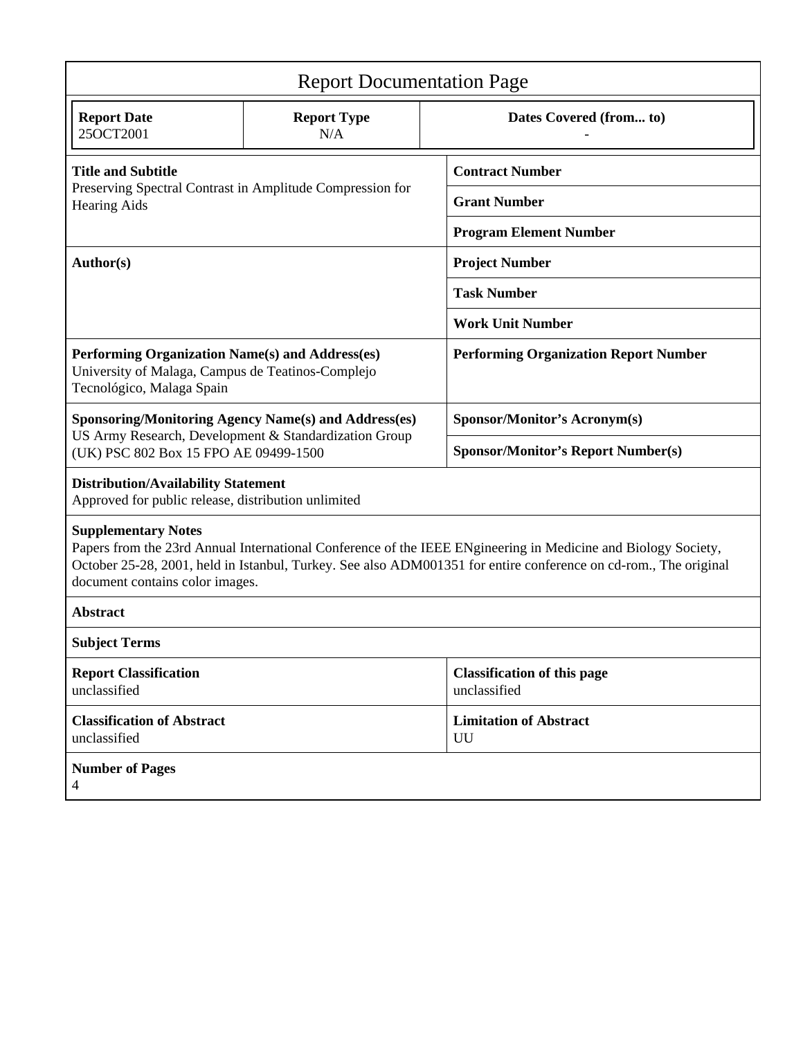# Report Documentation Page

| Report Date | Report Type | Dates Covered (from... to) |
|---|---|---|
| 25OCT2001 | N/A | - |

| | |
|---|---|
| **Title and Subtitle**<br>Preserving Spectral Contrast in Amplitude Compression for Hearing Aids | **Contract Number** |
| | **Grant Number** |
| | **Program Element Number** |
| **Author(s)** | **Project Number** |
| | **Task Number** |
| | **Work Unit Number** |
| **Performing Organization Name(s) and Address(es)**<br>University of Malaga, Campus de Teatinos-Complejo Tecnológico, Malaga Spain | **Performing Organization Report Number** |
| **Sponsoring/Monitoring Agency Name(s) and Address(es)**<br>US Army Research, Development & Standardization Group (UK) PSC 802 Box 15 FPO AE 09499-1500 | **Sponsor/Monitor's Acronym(s)** |
| | **Sponsor/Monitor's Report Number(s)** |

**Distribution/Availability Statement**
Approved for public release, distribution unlimited

**Supplementary Notes**
Papers from the 23rd Annual International Conference of the IEEE ENgineering in Medicine and Biology Society, October 25-28, 2001, held in Istanbul, Turkey. See also ADM001351 for entire conference on cd-rom., The original document contains color images.

**Abstract**

**Subject Terms**

| | |
|---|---|
| **Report Classification**<br>unclassified | **Classification of this page**<br>unclassified |
| **Classification of Abstract**<br>unclassified | **Limitation of Abstract**<br>UU |

**Number of Pages**
4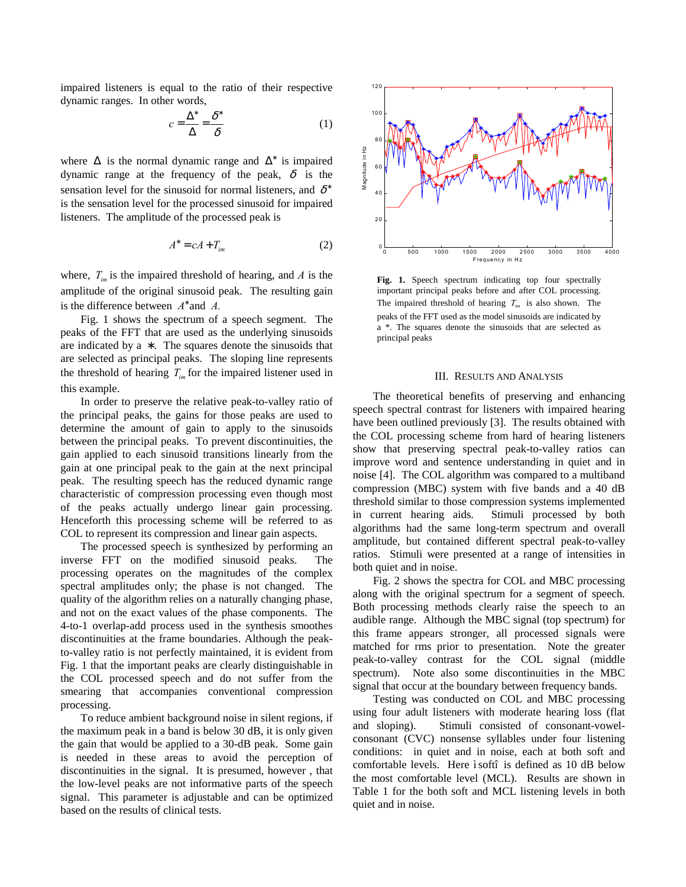impaired listeners is equal to the ratio of their respective dynamic ranges. In other words,

$$c = \frac{\Delta^*}{\Delta} = \frac{\delta^*}{\delta} \tag{1}$$

where $\Delta$ is the normal dynamic range and $\Delta^*$ is impaired dynamic range at the frequency of the peak, $\delta$ is the sensation level for the sinusoid for normal listeners, and $\delta^*$ is the sensation level for the processed sinusoid for impaired listeners. The amplitude of the processed peak is

$$A^* = cA + T_{im} \tag{2}$$

where, $T_{im}$ is the impaired threshold of hearing, and $A$ is the amplitude of the original sinusoid peak. The resulting gain is the difference between $A^*$ and $A$.

Fig. 1 shows the spectrum of a speech segment. The peaks of the FFT that are used as the underlying sinusoids are indicated by a $*$. The squares denote the sinusoids that are selected as principal peaks. The sloping line represents the threshold of hearing $T_{im}$ for the impaired listener used in this example.

In order to preserve the relative peak-to-valley ratio of the principal peaks, the gains for those peaks are used to determine the amount of gain to apply to the sinusoids between the principal peaks. To prevent discontinuities, the gain applied to each sinusoid transitions linearly from the gain at one principal peak to the gain at the next principal peak. The resulting speech has the reduced dynamic range characteristic of compression processing even though most of the peaks actually undergo linear gain processing. Henceforth this processing scheme will be referred to as COL to represent its compression and linear gain aspects.

The processed speech is synthesized by performing an inverse FFT on the modified sinusoid peaks. The processing operates on the magnitudes of the complex spectral amplitudes only; the phase is not changed. The quality of the algorithm relies on a naturally changing phase, and not on the exact values of the phase components. The 4-to-1 overlap-add process used in the synthesis smoothes discontinuities at the frame boundaries. Although the peak-to-valley ratio is not perfectly maintained, it is evident from Fig. 1 that the important peaks are clearly distinguishable in the COL processed speech and do not suffer from the smearing that accompanies conventional compression processing.

To reduce ambient background noise in silent regions, if the maximum peak in a band is below 30 dB, it is only given the gain that would be applied to a 30-dB peak. Some gain is needed in these areas to avoid the perception of discontinuities in the signal. It is presumed, however , that the low-level peaks are not informative parts of the speech signal. This parameter is adjustable and can be optimized based on the results of clinical tests.

**Fig. 1.** Speech spectrum indicating top four spectrally important principal peaks before and after COL processing. The impaired threshold of hearing $T_{im}$ is also shown. The peaks of the FFT used as the model sinusoids are indicated by a *. The squares denote the sinusoids that are selected as principal peaks

## III. Results and Analysis

The theoretical benefits of preserving and enhancing speech spectral contrast for listeners with impaired hearing have been outlined previously [3]. The results obtained with the COL processing scheme from hard of hearing listeners show that preserving spectral peak-to-valley ratios can improve word and sentence understanding in quiet and in noise [4]. The COL algorithm was compared to a multiband compression (MBC) system with five bands and a 40 dB threshold similar to those compression systems implemented in current hearing aids. Stimuli processed by both algorithms had the same long-term spectrum and overall amplitude, but contained different spectral peak-to-valley ratios. Stimuli were presented at a range of intensities in both quiet and in noise.

Fig. 2 shows the spectra for COL and MBC processing along with the original spectrum for a segment of speech. Both processing methods clearly raise the speech to an audible range. Although the MBC signal (top spectrum) for this frame appears stronger, all processed signals were matched for rms prior to presentation. Note the greater peak-to-valley contrast for the COL signal (middle spectrum). Note also some discontinuities in the MBC signal that occur at the boundary between frequency bands.

Testing was conducted on COL and MBC processing using four adult listeners with moderate hearing loss (flat and sloping). Stimuli consisted of consonant-vowel-consonant (CVC) nonsense syllables under four listening conditions: in quiet and in noise, each at both soft and comfortable levels. Here ìsoftî is defined as 10 dB below the most comfortable level (MCL). Results are shown in Table 1 for the both soft and MCL listening levels in both quiet and in noise.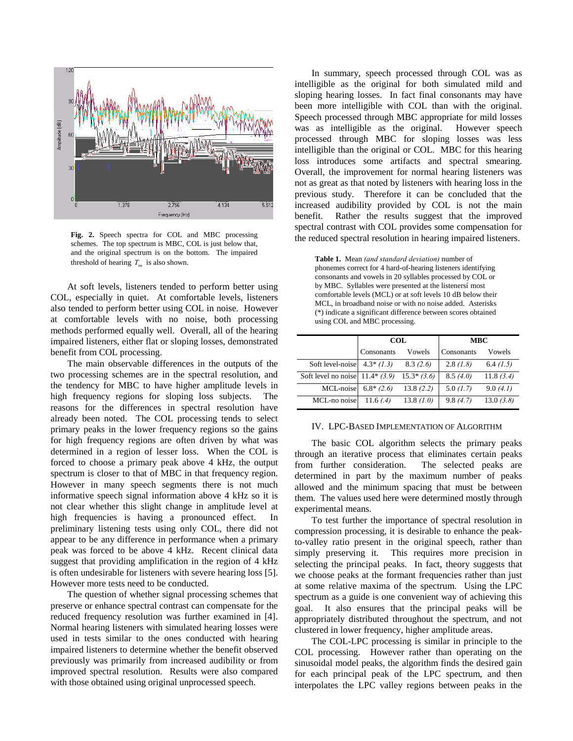**Fig. 2.** Speech spectra for COL and MBC processing schemes. The top spectrum is MBC, COL is just below that, and the original spectrum is on the bottom. The impaired threshold of hearing $T_{im}$ is also shown.

At soft levels, listeners tended to perform better using COL, especially in quiet. At comfortable levels, listeners also tended to perform better using COL in noise. However at comfortable levels with no noise, both processing methods performed equally well. Overall, all of the hearing impaired listeners, either flat or sloping losses, demonstrated benefit from COL processing.

The main observable differences in the outputs of the two processing schemes are in the spectral resolution, and the tendency for MBC to have higher amplitude levels in high frequency regions for sloping loss subjects. The reasons for the differences in spectral resolution have already been noted. The COL processing tends to select primary peaks in the lower frequency regions so the gains for high frequency regions are often driven by what was determined in a region of lesser loss. When the COL is forced to choose a primary peak above 4 kHz, the output spectrum is closer to that of MBC in that frequency region. However in many speech segments there is not much informative speech signal information above 4 kHz so it is not clear whether this slight change in amplitude level at high frequencies is having a pronounced effect. In preliminary listening tests using only COL, there did not appear to be any difference in performance when a primary peak was forced to be above 4 kHz. Recent clinical data suggest that providing amplification in the region of 4 kHz is often undesirable for listeners with severe hearing loss [5]. However more tests need to be conducted.

The question of whether signal processing schemes that preserve or enhance spectral contrast can compensate for the reduced frequency resolution was further examined in [4]. Normal hearing listeners with simulated hearing losses were used in tests similar to the ones conducted with hearing impaired listeners to determine whether the benefit observed previously was primarily from increased audibility or from improved spectral resolution. Results were also compared with those obtained using original unprocessed speech.

In summary, speech processed through COL was as intelligible as the original for both simulated mild and sloping hearing losses. In fact final consonants may have been more intelligible with COL than with the original. Speech processed through MBC appropriate for mild losses was as intelligible as the original. However speech processed through MBC for sloping losses was less intelligible than the original or COL. MBC for this hearing loss introduces some artifacts and spectral smearing. Overall, the improvement for normal hearing listeners was not as great as that noted by listeners with hearing loss in the previous study. Therefore it can be concluded that the increased audibility provided by COL is not the main benefit. Rather the results suggest that the improved spectral contrast with COL provides some compensation for the reduced spectral resolution in hearing impaired listeners.

**Table 1.** Mean *(and standard deviation)* number of phonemes correct for 4 hard-of-hearing listeners identifying consonants and vowels in 20 syllables processed by COL or by MBC. Syllables were presented at the listenersí most comfortable levels (MCL) or at soft levels 10 dB below their MCL, in broadband noise or with no noise added. Asterisks (*) indicate a significant difference between scores obtained using COL and MBC processing.

| | COL | | MBC | |
|---|---|---|---|---|
| | Consonants | Vowels | Consonants | Vowels |
| Soft level-noise | 4.3* *(1.3)* | 8.3 *(2.6)* | 2.8 *(1.8)* | 6.4 *(1.5)* |
| Soft level no noise | 11.4* *(3.9)* | 15.3* *(3.6)* | 8.5 *(4.0)* | 11.8 *(3.4)* |
| MCL-noise | 6.8* *(2.6)* | 13.8 *(2.2)* | 5.0 *(1.7)* | 9.0 *(4.1)* |
| MCL-no noise | 11.6 *(.4)* | 13.8 *(1.0)* | 9.8 *(4.7)* | 13.0 *(3.8)* |

## IV. LPC-Based Implementation of Algorithm

The basic COL algorithm selects the primary peaks through an iterative process that eliminates certain peaks from further consideration. The selected peaks are determined in part by the maximum number of peaks allowed and the minimum spacing that must be between them. The values used here were determined mostly through experimental means.

To test further the importance of spectral resolution in compression processing, it is desirable to enhance the peak-to-valley ratio present in the original speech, rather than simply preserving it. This requires more precision in selecting the principal peaks. In fact, theory suggests that we choose peaks at the formant frequencies rather than just at some relative maxima of the spectrum. Using the LPC spectrum as a guide is one convenient way of achieving this goal. It also ensures that the principal peaks will be appropriately distributed throughout the spectrum, and not clustered in lower frequency, higher amplitude areas.

The COL-LPC processing is similar in principle to the COL processing. However rather than operating on the sinusoidal model peaks, the algorithm finds the desired gain for each principal peak of the LPC spectrum, and then interpolates the LPC valley regions between peaks in the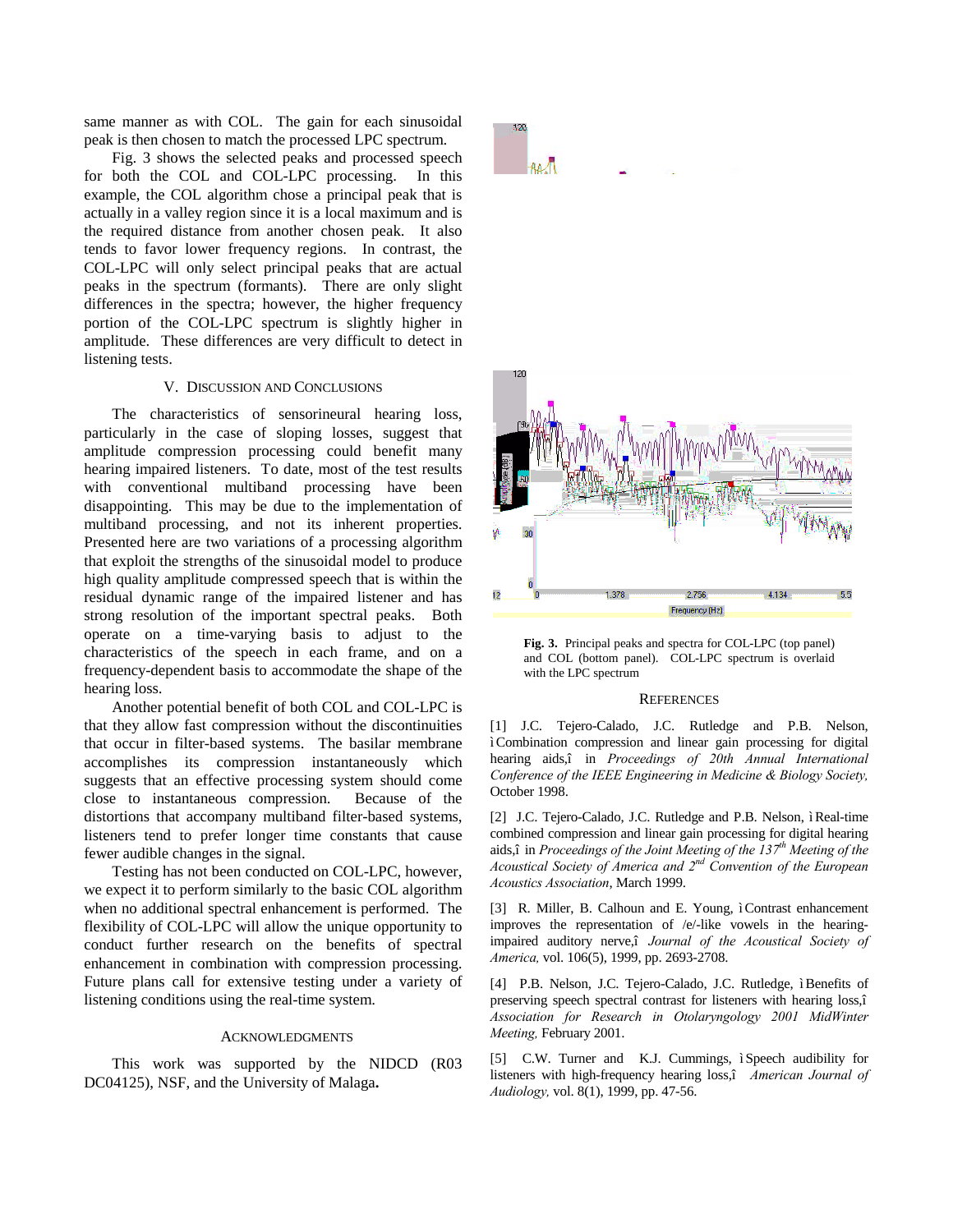same manner as with COL. The gain for each sinusoidal peak is then chosen to match the processed LPC spectrum.

Fig. 3 shows the selected peaks and processed speech for both the COL and COL-LPC processing. In this example, the COL algorithm chose a principal peak that is actually in a valley region since it is a local maximum and is the required distance from another chosen peak. It also tends to favor lower frequency regions. In contrast, the COL-LPC will only select principal peaks that are actual peaks in the spectrum (formants). There are only slight differences in the spectra; however, the higher frequency portion of the COL-LPC spectrum is slightly higher in amplitude. These differences are very difficult to detect in listening tests.

## V. Discussion and Conclusions

The characteristics of sensorineural hearing loss, particularly in the case of sloping losses, suggest that amplitude compression processing could benefit many hearing impaired listeners. To date, most of the test results with conventional multiband processing have been disappointing. This may be due to the implementation of multiband processing, and not its inherent properties. Presented here are two variations of a processing algorithm that exploit the strengths of the sinusoidal model to produce high quality amplitude compressed speech that is within the residual dynamic range of the impaired listener and has strong resolution of the important spectral peaks. Both operate on a time-varying basis to adjust to the characteristics of the speech in each frame, and on a frequency-dependent basis to accommodate the shape of the hearing loss.

Another potential benefit of both COL and COL-LPC is that they allow fast compression without the discontinuities that occur in filter-based systems. The basilar membrane accomplishes its compression instantaneously which suggests that an effective processing system should come close to instantaneous compression. Because of the distortions that accompany multiband filter-based systems, listeners tend to prefer longer time constants that cause fewer audible changes in the signal.

Testing has not been conducted on COL-LPC, however, we expect it to perform similarly to the basic COL algorithm when no additional spectral enhancement is performed. The flexibility of COL-LPC will allow the unique opportunity to conduct further research on the benefits of spectral enhancement in combination with compression processing. Future plans call for extensive testing under a variety of listening conditions using the real-time system.

## Acknowledgments

This work was supported by the NIDCD (R03 DC04125), NSF, and the University of Malaga**.**

120

120

30

0

0

1.378

2.756

4.134

5.5

Frequency (Hz)

**Fig. 3.** Principal peaks and spectra for COL-LPC (top panel) and COL (bottom panel). COL-LPC spectrum is overlaid with the LPC spectrum

## References

[1] J.C. Tejero-Calado, J.C. Rutledge and P.B. Nelson, "Combination compression and linear gain processing for digital hearing aids," in *Proceedings of 20th Annual International Conference of the IEEE Engineering in Medicine & Biology Society,* October 1998.

[2] J.C. Tejero-Calado, J.C. Rutledge and P.B. Nelson, "Real-time combined compression and linear gain processing for digital hearing aids," in *Proceedings of the Joint Meeting of the 137th Meeting of the Acoustical Society of America and 2nd Convention of the European Acoustics Association*, March 1999.

[3] R. Miller, B. Calhoun and E. Young, "Contrast enhancement improves the representation of /e/-like vowels in the hearing-impaired auditory nerve," *Journal of the Acoustical Society of America,* vol. 106(5), 1999, pp. 2693-2708.

[4] P.B. Nelson, J.C. Tejero-Calado, J.C. Rutledge, "Benefits of preserving speech spectral contrast for listeners with hearing loss," *Association for Research in Otolaryngology 2001 MidWinter Meeting,* February 2001.

[5] C.W. Turner and K.J. Cummings, "Speech audibility for listeners with high-frequency hearing loss," *American Journal of Audiology,* vol. 8(1), 1999, pp. 47-56.